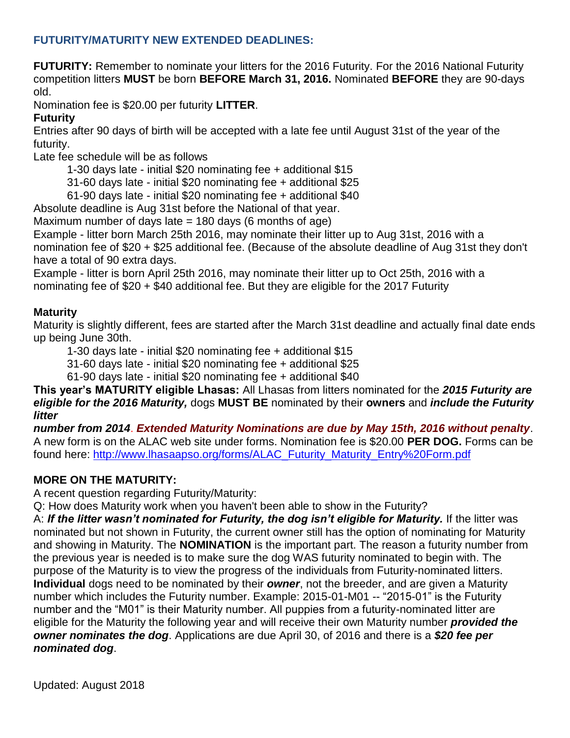## FUTURITY/MATURITY NEW EXTENDED DEADLINES:

**FUTURITY:** Remember to nominate your litters for the 2016 Futurity. For the 2016 National Futurity competition litters **MUST** be born **BEFORE March 31, 2016.** Nominated **BEFORE** they are 90-days old.

Nomination fee is $20.00 per futurity **LITTER**.

**Futurity**

Entries after 90 days of birth will be accepted with a late fee until August 31st of the year of the futurity.

Late fee schedule will be as follows

- 1-30 days late - initial $20 nominating fee + additional $15
- 31-60 days late - initial $20 nominating fee + additional $25
- 61-90 days late - initial $20 nominating fee + additional $40

Absolute deadline is Aug 31st before the National of that year.

Maximum number of days late = 180 days (6 months of age)

Example - litter born March 25th 2016, may nominate their litter up to Aug 31st, 2016 with a nomination fee of $20 + $25 additional fee. (Because of the absolute deadline of Aug 31st they don't have a total of 90 extra days.

Example - litter is born April 25th 2016, may nominate their litter up to Oct 25th, 2016 with a nominating fee of $20 + $40 additional fee. But they are eligible for the 2017 Futurity

**Maturity**

Maturity is slightly different, fees are started after the March 31st deadline and actually final date ends up being June 30th.

- 1-30 days late - initial $20 nominating fee + additional $15
- 31-60 days late - initial $20 nominating fee + additional $25
- 61-90 days late - initial $20 nominating fee + additional $40

**This year's MATURITY eligible Lhasas:** All Lhasas from litters nominated for the ***2015 Futurity are eligible for the 2016 Maturity,*** dogs **MUST BE** nominated by their **owners** and ***include the Futurity litter number from 2014***. ***Extended Maturity Nominations are due by May 15th, 2016 without penalty***. A new form is on the ALAC web site under forms. Nomination fee is $20.00 **PER DOG.** Forms can be found here: http://www.lhasaapso.org/forms/ALAC_Futurity_Maturity_Entry%20Form.pdf

**MORE ON THE MATURITY:**

A recent question regarding Futurity/Maturity:

Q: How does Maturity work when you haven't been able to show in the Futurity?

A: ***If the litter wasn't nominated for Futurity, the dog isn't eligible for Maturity.*** If the litter was nominated but not shown in Futurity, the current owner still has the option of nominating for Maturity and showing in Maturity. The **NOMINATION** is the important part. The reason a futurity number from the previous year is needed is to make sure the dog WAS futurity nominated to begin with. The purpose of the Maturity is to view the progress of the individuals from Futurity-nominated litters. **Individual** dogs need to be nominated by their ***owner***, not the breeder, and are given a Maturity number which includes the Futurity number. Example: 2015-01-M01 -- "2015-01" is the Futurity number and the "M01" is their Maturity number. All puppies from a futurity-nominated litter are eligible for the Maturity the following year and will receive their own Maturity number ***provided the owner nominates the dog***. Applications are due April 30, of 2016 and there is a ***$20 fee per nominated dog***.

Updated: August 2018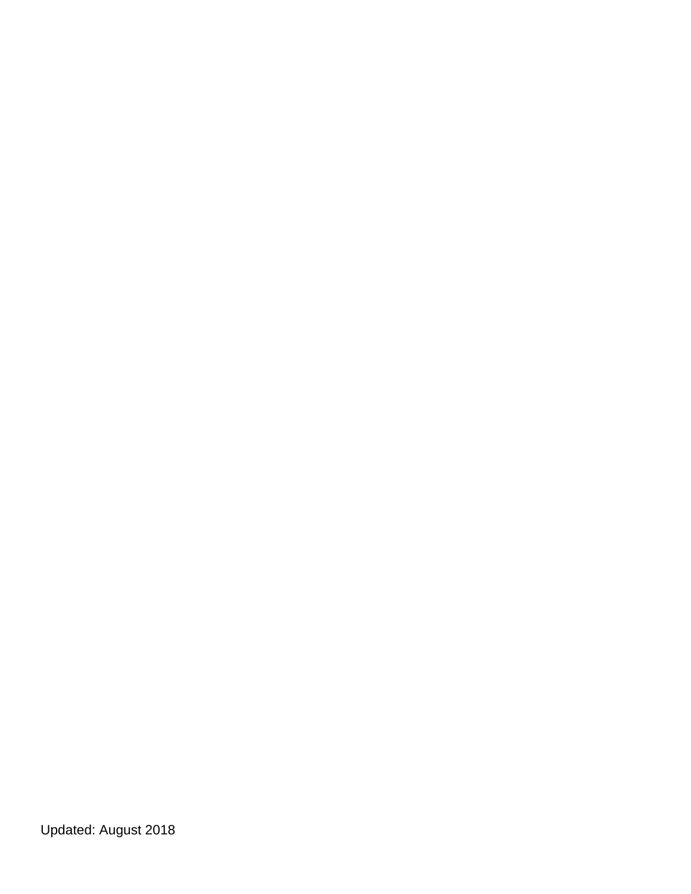Updated: August 2018